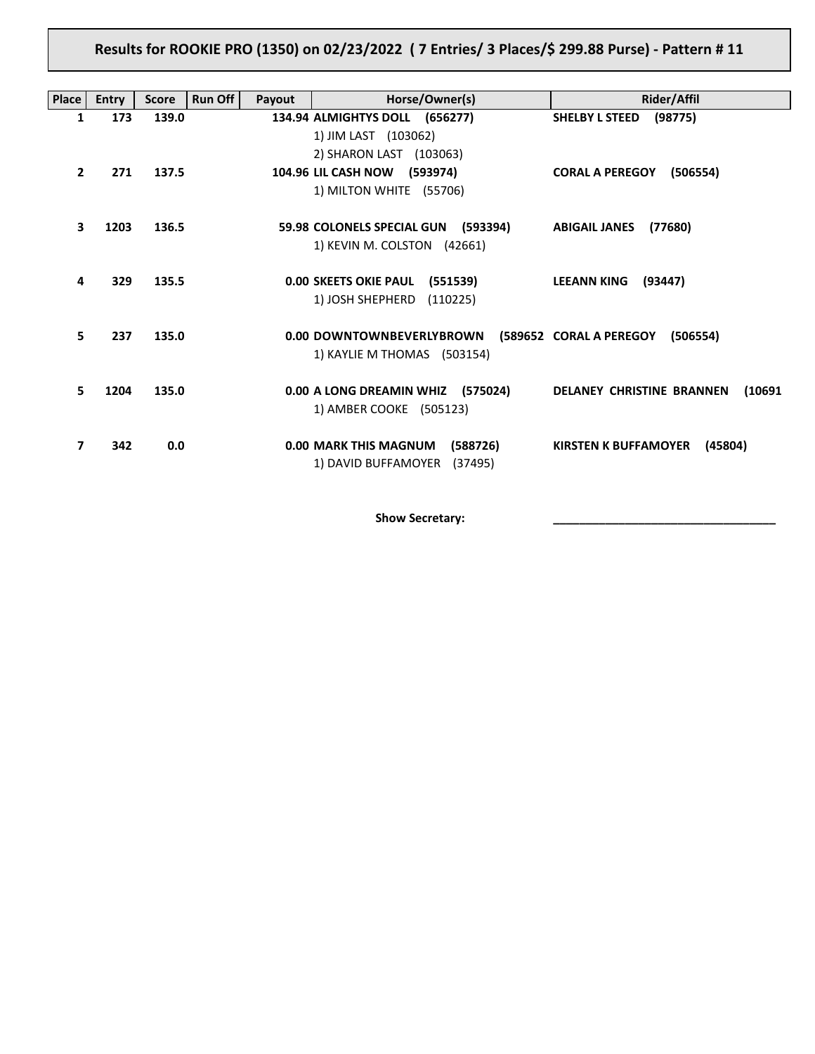# Results for ROOKIE PRO (1350) on 02/23/2022 ( 7 Entries/ 3 Places/$ 299.88 Purse) - Pattern # 11

| Place | Entry | Score | Run Off | Payout | Horse/Owner(s) | Rider/Affil |
|---|---|---|---|---|---|---|
| 1 | 173 | 139.0 | | 134.94 | **ALMIGHTYS DOLL (656277)**<br>1) JIM LAST (103062)<br>2) SHARON LAST (103063) | **SHELBY L STEED (98775)** |
| 2 | 271 | 137.5 | | 104.96 | **LIL CASH NOW (593974)**<br>1) MILTON WHITE (55706) | **CORAL A PEREGOY (506554)** |
| 3 | 1203 | 136.5 | | 59.98 | **COLONELS SPECIAL GUN (593394)**<br>1) KEVIN M. COLSTON (42661) | **ABIGAIL JANES (77680)** |
| 4 | 329 | 135.5 | | 0.00 | **SKEETS OKIE PAUL (551539)**<br>1) JOSH SHEPHERD (110225) | **LEEANN KING (93447)** |
| 5 | 237 | 135.0 | | 0.00 | **DOWNTOWNBEVERLYBROWN (589652**<br>1) KAYLIE M THOMAS (503154) | **CORAL A PEREGOY (506554)** |
| 5 | 1204 | 135.0 | | 0.00 | **A LONG DREAMIN WHIZ (575024)**<br>1) AMBER COOKE (505123) | **DELANEY CHRISTINE BRANNEN (10691** |
| 7 | 342 | 0.0 | | 0.00 | **MARK THIS MAGNUM (588726)**<br>1) DAVID BUFFAMOYER (37495) | **KIRSTEN K BUFFAMOYER (45804)** |

**Show Secretary:** ___________________________________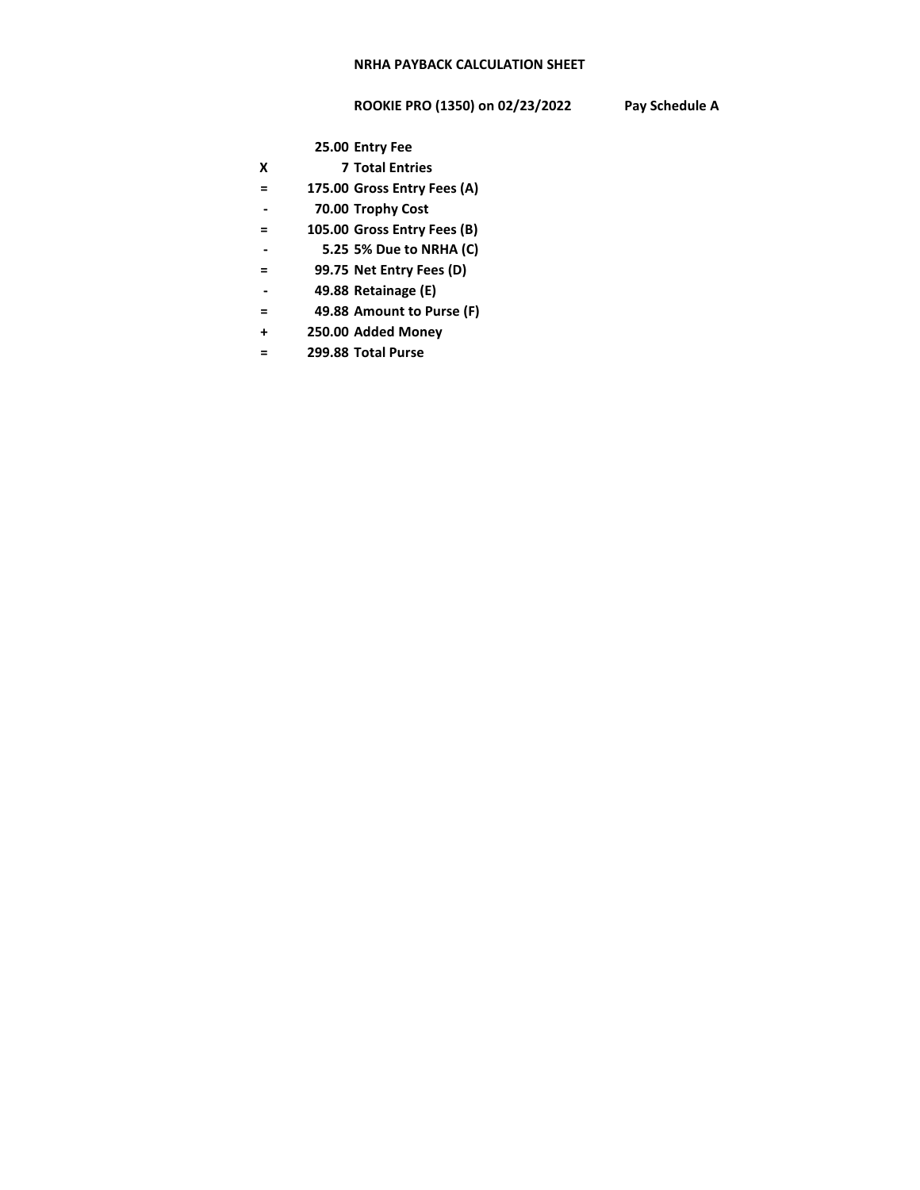**NRHA PAYBACK CALCULATION SHEET**

**ROOKIE PRO (1350) on 02/23/2022** **Pay Schedule A**

| | | |
|---|---|---|
| | 25.00 | Entry Fee |
| X | 7 | Total Entries |
| = | 175.00 | Gross Entry Fees (A) |
| - | 70.00 | Trophy Cost |
| = | 105.00 | Gross Entry Fees (B) |
| - | 5.25 | 5% Due to NRHA (C) |
| = | 99.75 | Net Entry Fees (D) |
| - | 49.88 | Retainage (E) |
| = | 49.88 | Amount to Purse (F) |
| + | 250.00 | Added Money |
| = | 299.88 | Total Purse |